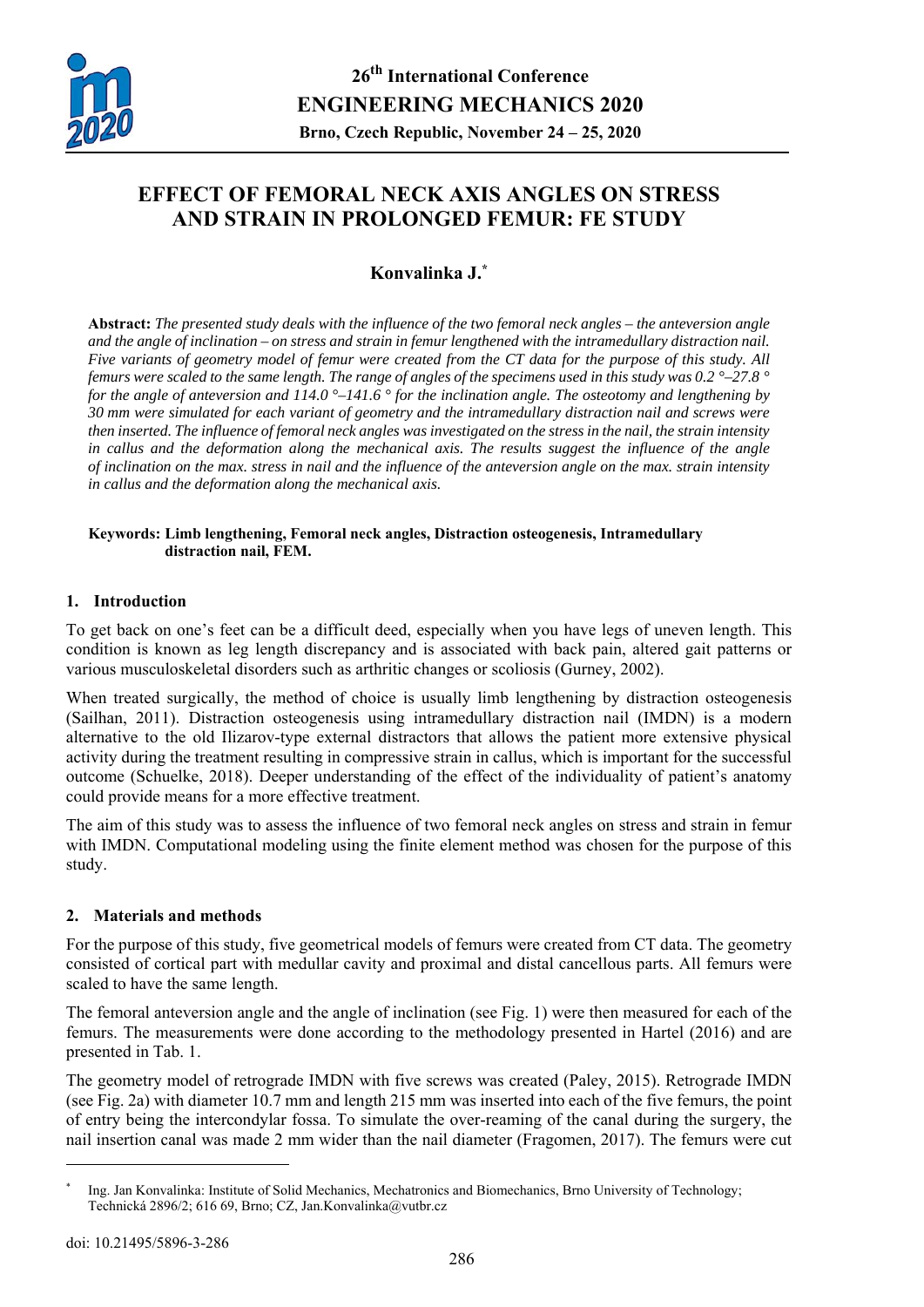# EFFECT OF FEMORAL NECK AXIS ANGLES ON STRESS AND STRAIN IN PROLONGED FEMUR: FE STUDY

**Konvalinka J.***

**Abstract:** *The presented study deals with the influence of the two femoral neck angles – the anteversion angle and the angle of inclination – on stress and strain in femur lengthened with the intramedullary distraction nail. Five variants of geometry model of femur were created from the CT data for the purpose of this study. All femurs were scaled to the same length. The range of angles of the specimens used in this study was 0.2 °–27.8 ° for the angle of anteversion and 114.0 °–141.6 ° for the inclination angle. The osteotomy and lengthening by 30 mm were simulated for each variant of geometry and the intramedullary distraction nail and screws were then inserted. The influence of femoral neck angles was investigated on the stress in the nail, the strain intensity in callus and the deformation along the mechanical axis. The results suggest the influence of the angle of inclination on the max. stress in nail and the influence of the anteversion angle on the max. strain intensity in callus and the deformation along the mechanical axis.*

**Keywords: Limb lengthening, Femoral neck angles, Distraction osteogenesis, Intramedullary distraction nail, FEM.**

## 1. Introduction

To get back on one's feet can be a difficult deed, especially when you have legs of uneven length. This condition is known as leg length discrepancy and is associated with back pain, altered gait patterns or various musculoskeletal disorders such as arthritic changes or scoliosis (Gurney, 2002).

When treated surgically, the method of choice is usually limb lengthening by distraction osteogenesis (Sailhan, 2011). Distraction osteogenesis using intramedullary distraction nail (IMDN) is a modern alternative to the old Ilizarov-type external distractors that allows the patient more extensive physical activity during the treatment resulting in compressive strain in callus, which is important for the successful outcome (Schuelke, 2018). Deeper understanding of the effect of the individuality of patient's anatomy could provide means for a more effective treatment.

The aim of this study was to assess the influence of two femoral neck angles on stress and strain in femur with IMDN. Computational modeling using the finite element method was chosen for the purpose of this study.

## 2. Materials and methods

For the purpose of this study, five geometrical models of femurs were created from CT data. The geometry consisted of cortical part with medullar cavity and proximal and distal cancellous parts. All femurs were scaled to have the same length.

The femoral anteversion angle and the angle of inclination (see Fig. 1) were then measured for each of the femurs. The measurements were done according to the methodology presented in Hartel (2016) and are presented in Tab. 1.

The geometry model of retrograde IMDN with five screws was created (Paley, 2015). Retrograde IMDN (see Fig. 2a) with diameter 10.7 mm and length 215 mm was inserted into each of the five femurs, the point of entry being the intercondylar fossa. To simulate the over-reaming of the canal during the surgery, the nail insertion canal was made 2 mm wider than the nail diameter (Fragomen, 2017). The femurs were cut

---

* Ing. Jan Konvalinka: Institute of Solid Mechanics, Mechatronics and Biomechanics, Brno University of Technology; Technická 2896/2; 616 69, Brno; CZ, Jan.Konvalinka@vutbr.cz

doi: 10.21495/5896-3-286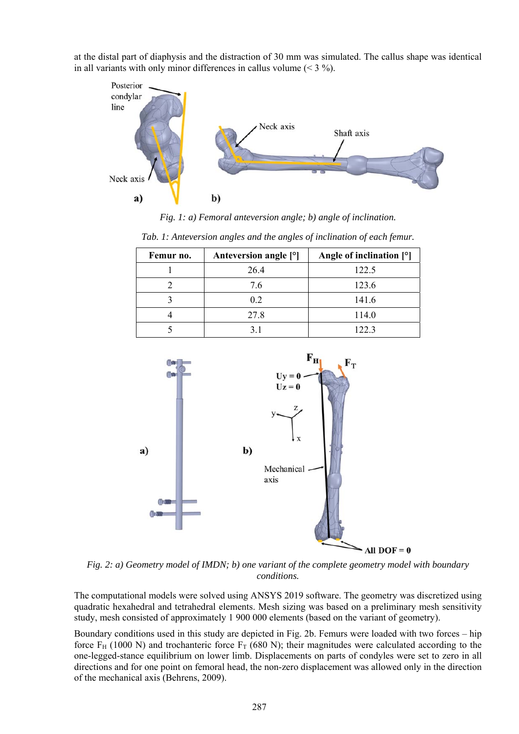at the distal part of diaphysis and the distraction of 30 mm was simulated. The callus shape was identical in all variants with only minor differences in callus volume (< 3 %).

*Fig. 1: a) Femoral anteversion angle; b) angle of inclination.*

*Tab. 1: Anteversion angles and the angles of inclination of each femur.*

| Femur no. | Anteversion angle [°] | Angle of inclination [°] |
|---|---|---|
| 1 | 26.4 | 122.5 |
| 2 | 7.6 | 123.6 |
| 3 | 0.2 | 141.6 |
| 4 | 27.8 | 114.0 |
| 5 | 3.1 | 122.3 |

*Fig. 2: a) Geometry model of IMDN; b) one variant of the complete geometry model with boundary conditions.*

The computational models were solved using ANSYS 2019 software. The geometry was discretized using quadratic hexahedral and tetrahedral elements. Mesh sizing was based on a preliminary mesh sensitivity study, mesh consisted of approximately 1 900 000 elements (based on the variant of geometry).

Boundary conditions used in this study are depicted in Fig. 2b. Femurs were loaded with two forces – hip force $F_H$ (1000 N) and trochanteric force $F_T$ (680 N); their magnitudes were calculated according to the one-legged-stance equilibrium on lower limb. Displacements on parts of condyles were set to zero in all directions and for one point on femoral head, the non-zero displacement was allowed only in the direction of the mechanical axis (Behrens, 2009).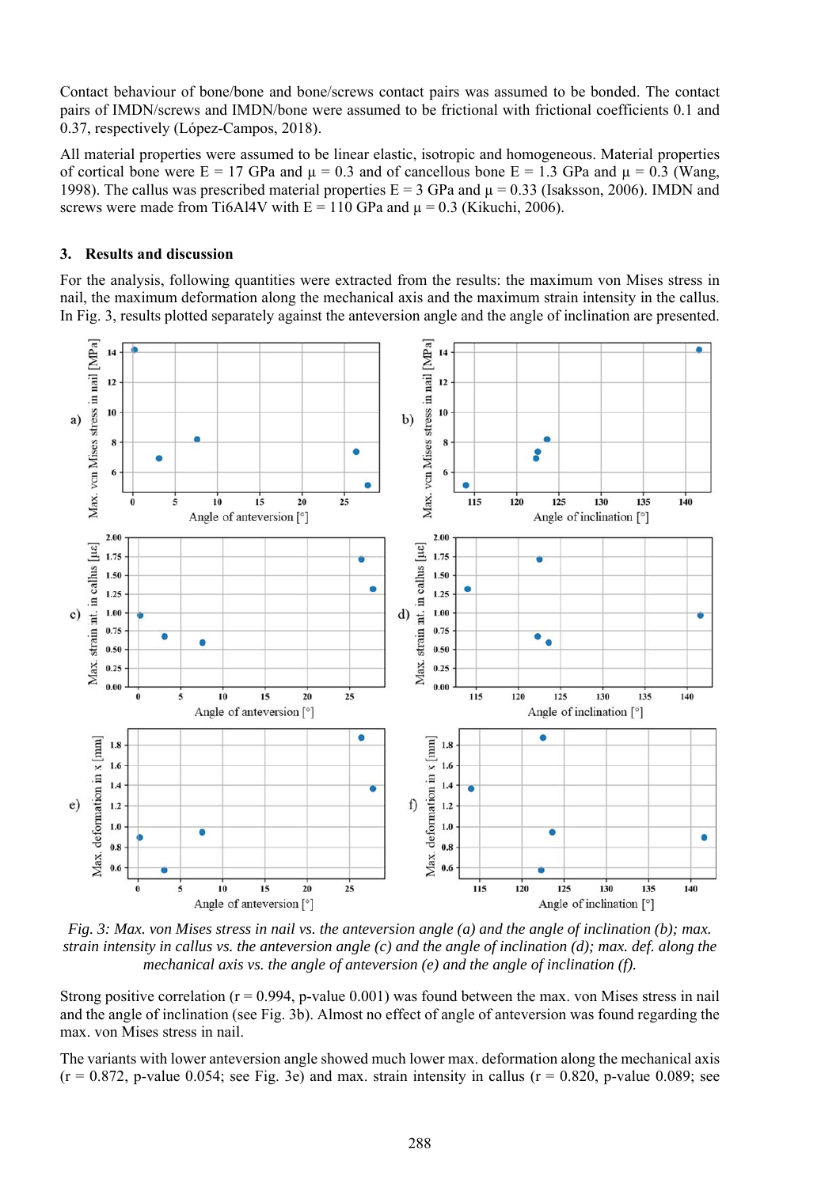Contact behaviour of bone/bone and bone/screws contact pairs was assumed to be bonded. The contact pairs of IMDN/screws and IMDN/bone were assumed to be frictional with frictional coefficients 0.1 and 0.37, respectively (López-Campos, 2018).

All material properties were assumed to be linear elastic, isotropic and homogeneous. Material properties of cortical bone were E = 17 GPa and μ = 0.3 and of cancellous bone E = 1.3 GPa and μ = 0.3 (Wang, 1998). The callus was prescribed material properties E = 3 GPa and μ = 0.33 (Isaksson, 2006). IMDN and screws were made from Ti6Al4V with E = 110 GPa and μ = 0.3 (Kikuchi, 2006).

## 3. Results and discussion

For the analysis, following quantities were extracted from the results: the maximum von Mises stress in nail, the maximum deformation along the mechanical axis and the maximum strain intensity in the callus. In Fig. 3, results plotted separately against the anteversion angle and the angle of inclination are presented.

*Fig. 3: Max. von Mises stress in nail vs. the anteversion angle (a) and the angle of inclination (b); max. strain intensity in callus vs. the anteversion angle (c) and the angle of inclination (d); max. def. along the mechanical axis vs. the angle of anteversion (e) and the angle of inclination (f).*

Strong positive correlation (r = 0.994, p-value 0.001) was found between the max. von Mises stress in nail and the angle of inclination (see Fig. 3b). Almost no effect of angle of anteversion was found regarding the max. von Mises stress in nail.

The variants with lower anteversion angle showed much lower max. deformation along the mechanical axis (r = 0.872, p-value 0.054; see Fig. 3e) and max. strain intensity in callus (r = 0.820, p-value 0.089; see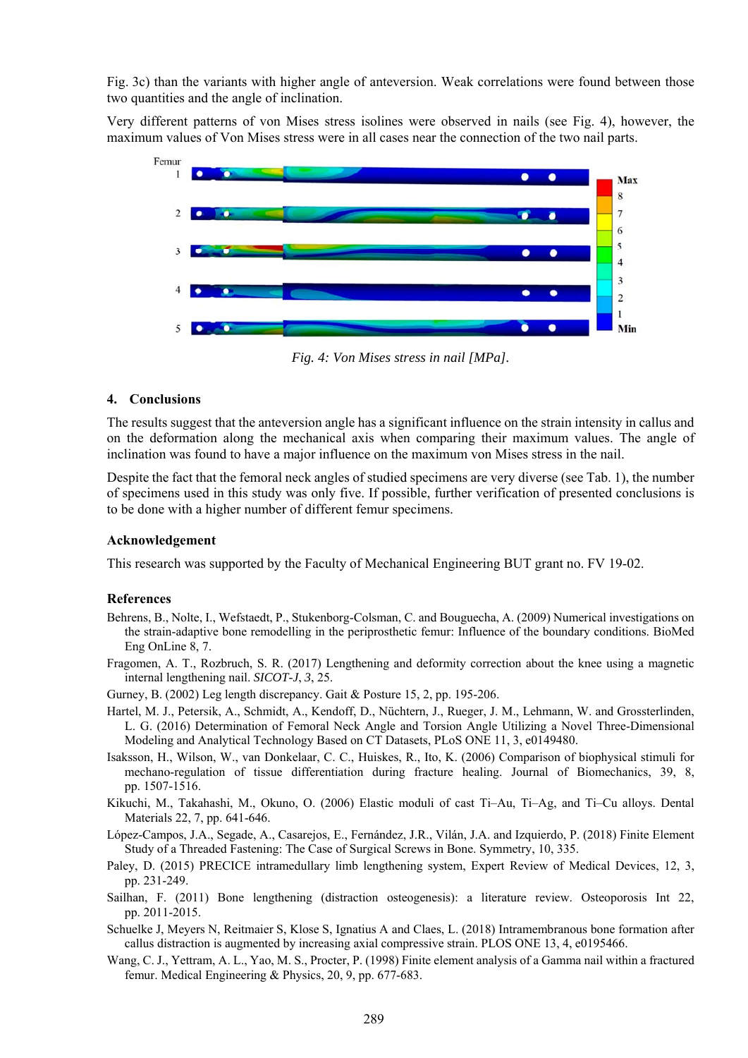Fig. 3c) than the variants with higher angle of anteversion. Weak correlations were found between those two quantities and the angle of inclination.

Very different patterns of von Mises stress isolines were observed in nails (see Fig. 4), however, the maximum values of Von Mises stress were in all cases near the connection of the two nail parts.

Femur
1
2
3
4
5

Max
8
7
6
5
4
3
2
1
Min

*Fig. 4: Von Mises stress in nail [MPa].*

## 4. Conclusions

The results suggest that the anteversion angle has a significant influence on the strain intensity in callus and on the deformation along the mechanical axis when comparing their maximum values. The angle of inclination was found to have a major influence on the maximum von Mises stress in the nail.

Despite the fact that the femoral neck angles of studied specimens are very diverse (see Tab. 1), the number of specimens used in this study was only five. If possible, further verification of presented conclusions is to be done with a higher number of different femur specimens.

### Acknowledgement

This research was supported by the Faculty of Mechanical Engineering BUT grant no. FV 19-02.

### References

Behrens, B., Nolte, I., Wefstaedt, P., Stukenborg-Colsman, C. and Bouguecha, A. (2009) Numerical investigations on the strain-adaptive bone remodelling in the periprosthetic femur: Influence of the boundary conditions. BioMed Eng OnLine 8, 7.

Fragomen, A. T., Rozbruch, S. R. (2017) Lengthening and deformity correction about the knee using a magnetic internal lengthening nail. *SICOT-J*, *3*, 25.

Gurney, B. (2002) Leg length discrepancy. Gait & Posture 15, 2, pp. 195-206.

Hartel, M. J., Petersik, A., Schmidt, A., Kendoff, D., Nüchtern, J., Rueger, J. M., Lehmann, W. and Grossterlinden, L. G. (2016) Determination of Femoral Neck Angle and Torsion Angle Utilizing a Novel Three-Dimensional Modeling and Analytical Technology Based on CT Datasets, PLoS ONE 11, 3, e0149480.

Isaksson, H., Wilson, W., van Donkelaar, C. C., Huiskes, R., Ito, K. (2006) Comparison of biophysical stimuli for mechano-regulation of tissue differentiation during fracture healing. Journal of Biomechanics, 39, 8, pp. 1507-1516.

Kikuchi, M., Takahashi, M., Okuno, O. (2006) Elastic moduli of cast Ti–Au, Ti–Ag, and Ti–Cu alloys. Dental Materials 22, 7, pp. 641-646.

López-Campos, J.A., Segade, A., Casarejos, E., Fernández, J.R., Vilán, J.A. and Izquierdo, P. (2018) Finite Element Study of a Threaded Fastening: The Case of Surgical Screws in Bone. Symmetry, 10, 335.

Paley, D. (2015) PRECICE intramedullary limb lengthening system, Expert Review of Medical Devices, 12, 3, pp. 231-249.

Sailhan, F. (2011) Bone lengthening (distraction osteogenesis): a literature review. Osteoporosis Int 22, pp. 2011-2015.

Schuelke J, Meyers N, Reitmaier S, Klose S, Ignatius A and Claes, L. (2018) Intramembranous bone formation after callus distraction is augmented by increasing axial compressive strain. PLOS ONE 13, 4, e0195466.

Wang, C. J., Yettram, A. L., Yao, M. S., Procter, P. (1998) Finite element analysis of a Gamma nail within a fractured femur. Medical Engineering & Physics, 20, 9, pp. 677-683.